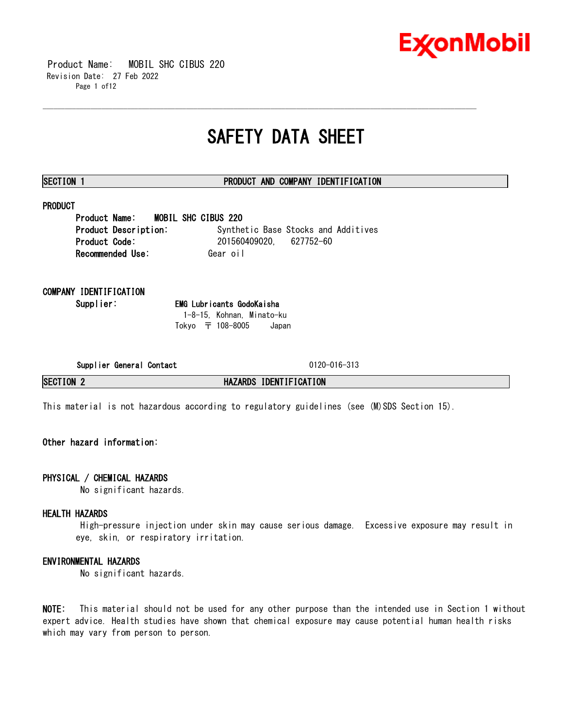# SAFETY DATA SHEET

## SECTION 1 PRODUCT AND COMPANY IDENTIFICATION

### PRODUCT

**Product Name:** MOBIL SHC CIBUS 220
**Product Description:** Synthetic Base Stocks and Additives
**Product Code:** 201560409020, 627752-60
**Recommended Use:** Gear oil

### COMPANY IDENTIFICATION

**Supplier:** **EMG Lubricants GodoKaisha**
1-8-15, Kohnan, Minato-ku
Tokyo 〒 108-8005 Japan

**Supplier General Contact** 0120-016-313

## SECTION 2 HAZARDS IDENTIFICATION

This material is not hazardous according to regulatory guidelines (see (M)SDS Section 15).

**Other hazard information:**

### PHYSICAL / CHEMICAL HAZARDS

No significant hazards.

### HEALTH HAZARDS

High-pressure injection under skin may cause serious damage. Excessive exposure may result in eye, skin, or respiratory irritation.

### ENVIRONMENTAL HAZARDS

No significant hazards.

**NOTE:** This material should not be used for any other purpose than the intended use in Section 1 without expert advice. Health studies have shown that chemical exposure may cause potential human health risks which may vary from person to person.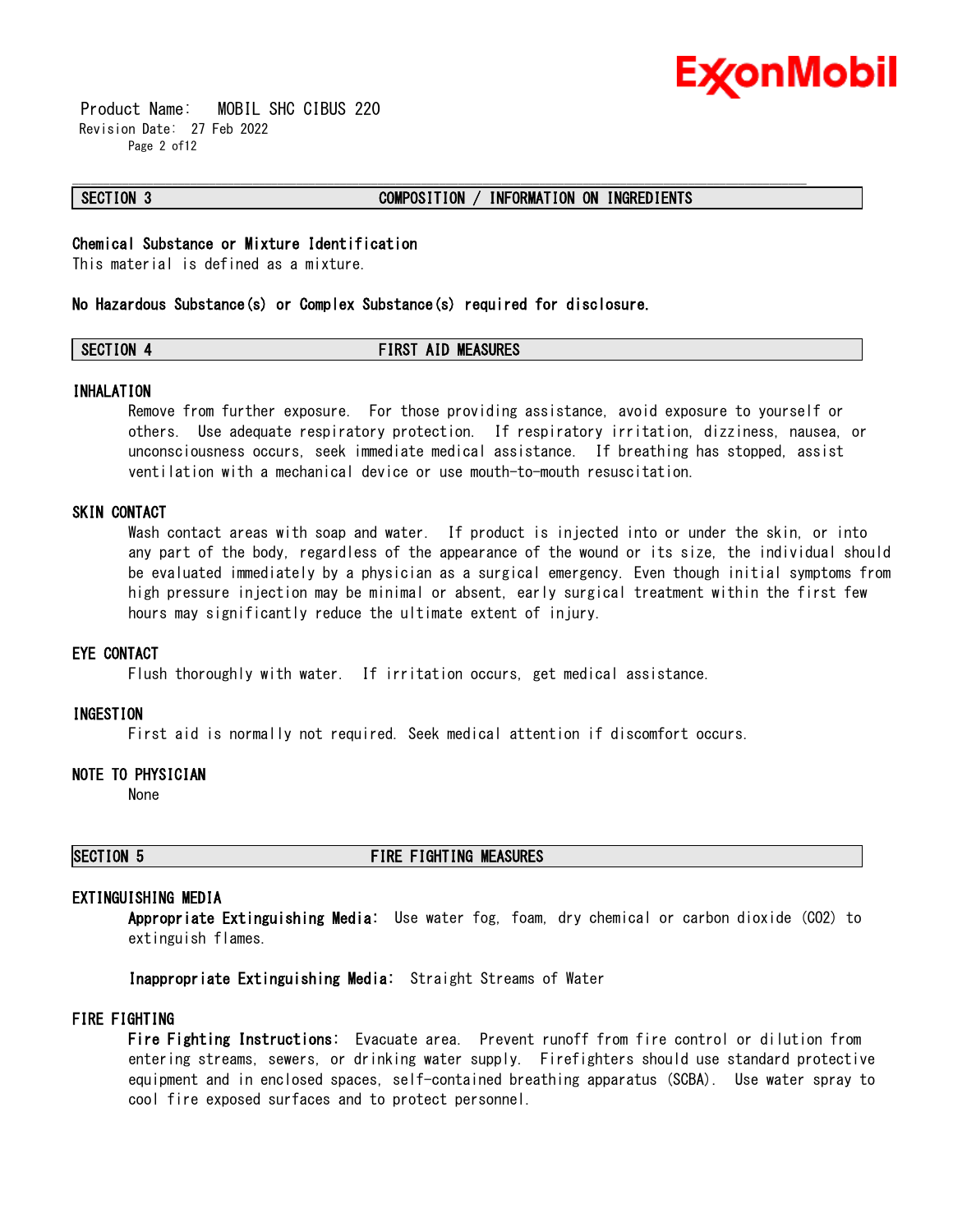## SECTION 3 COMPOSITION / INFORMATION ON INGREDIENTS

**Chemical Substance or Mixture Identification**
This material is defined as a mixture.

**No Hazardous Substance(s) or Complex Substance(s) required for disclosure.**

## SECTION 4 FIRST AID MEASURES

### INHALATION
Remove from further exposure. For those providing assistance, avoid exposure to yourself or others. Use adequate respiratory protection. If respiratory irritation, dizziness, nausea, or unconsciousness occurs, seek immediate medical assistance. If breathing has stopped, assist ventilation with a mechanical device or use mouth-to-mouth resuscitation.

### SKIN CONTACT
Wash contact areas with soap and water. If product is injected into or under the skin, or into any part of the body, regardless of the appearance of the wound or its size, the individual should be evaluated immediately by a physician as a surgical emergency. Even though initial symptoms from high pressure injection may be minimal or absent, early surgical treatment within the first few hours may significantly reduce the ultimate extent of injury.

### EYE CONTACT
Flush thoroughly with water. If irritation occurs, get medical assistance.

### INGESTION
First aid is normally not required. Seek medical attention if discomfort occurs.

### NOTE TO PHYSICIAN
None

## SECTION 5 FIRE FIGHTING MEASURES

### EXTINGUISHING MEDIA
**Appropriate Extinguishing Media:** Use water fog, foam, dry chemical or carbon dioxide ($CO_2$) to extinguish flames.

**Inappropriate Extinguishing Media:** Straight Streams of Water

### FIRE FIGHTING
**Fire Fighting Instructions:** Evacuate area. Prevent runoff from fire control or dilution from entering streams, sewers, or drinking water supply. Firefighters should use standard protective equipment and in enclosed spaces, self-contained breathing apparatus (SCBA). Use water spray to cool fire exposed surfaces and to protect personnel.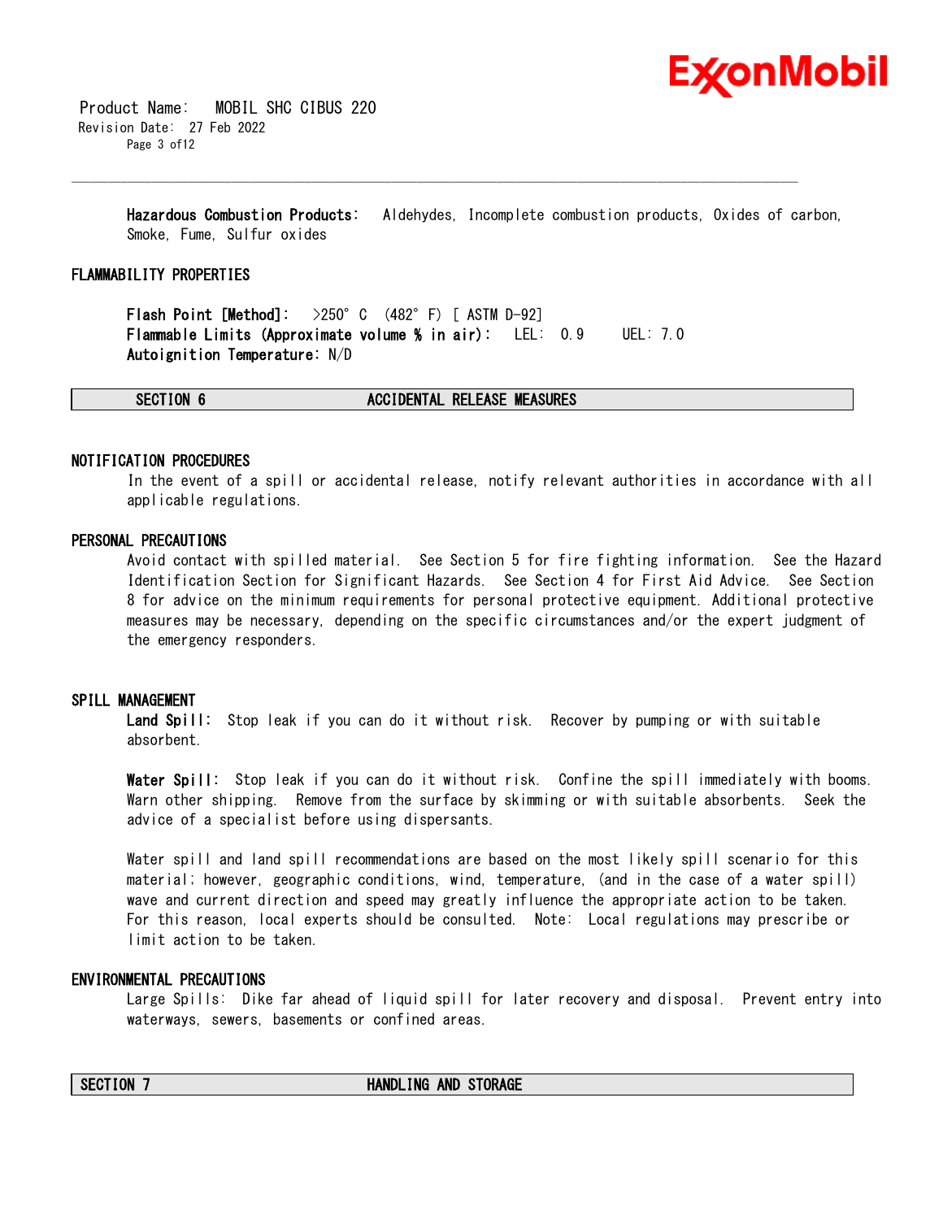**Hazardous Combustion Products:** Aldehydes, Incomplete combustion products, Oxides of carbon, Smoke, Fume, Sulfur oxides

### FLAMMABILITY PROPERTIES

**Flash Point [Method]:** >250°C (482°F) [ ASTM D-92]
**Flammable Limits (Approximate volume % in air):** LEL: 0.9 UEL: 7.0
**Autoignition Temperature:** N/D

## SECTION 6 ACCIDENTAL RELEASE MEASURES

### NOTIFICATION PROCEDURES

In the event of a spill or accidental release, notify relevant authorities in accordance with all applicable regulations.

### PERSONAL PRECAUTIONS

Avoid contact with spilled material. See Section 5 for fire fighting information. See the Hazard Identification Section for Significant Hazards. See Section 4 for First Aid Advice. See Section 8 for advice on the minimum requirements for personal protective equipment. Additional protective measures may be necessary, depending on the specific circumstances and/or the expert judgment of the emergency responders.

### SPILL MANAGEMENT

**Land Spill:** Stop leak if you can do it without risk. Recover by pumping or with suitable absorbent.

**Water Spill:** Stop leak if you can do it without risk. Confine the spill immediately with booms. Warn other shipping. Remove from the surface by skimming or with suitable absorbents. Seek the advice of a specialist before using dispersants.

Water spill and land spill recommendations are based on the most likely spill scenario for this material; however, geographic conditions, wind, temperature, (and in the case of a water spill) wave and current direction and speed may greatly influence the appropriate action to be taken. For this reason, local experts should be consulted. Note: Local regulations may prescribe or limit action to be taken.

### ENVIRONMENTAL PRECAUTIONS

Large Spills: Dike far ahead of liquid spill for later recovery and disposal. Prevent entry into waterways, sewers, basements or confined areas.

## SECTION 7 HANDLING AND STORAGE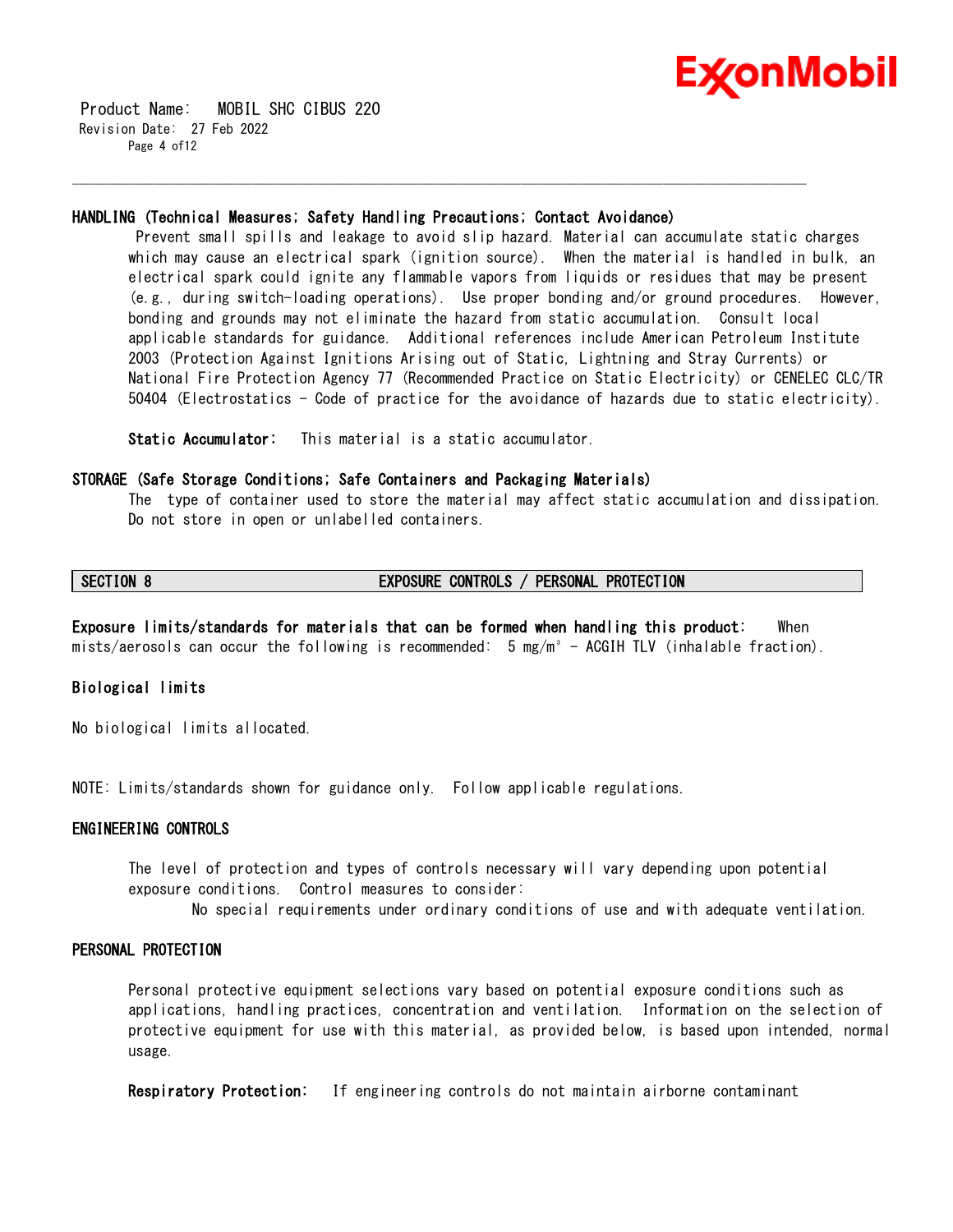### HANDLING (Technical Measures; Safety Handling Precautions; Contact Avoidance)

Prevent small spills and leakage to avoid slip hazard. Material can accumulate static charges which may cause an electrical spark (ignition source). When the material is handled in bulk, an electrical spark could ignite any flammable vapors from liquids or residues that may be present (e.g., during switch-loading operations). Use proper bonding and/or ground procedures. However, bonding and grounds may not eliminate the hazard from static accumulation. Consult local applicable standards for guidance. Additional references include American Petroleum Institute 2003 (Protection Against Ignitions Arising out of Static, Lightning and Stray Currents) or National Fire Protection Agency 77 (Recommended Practice on Static Electricity) or CENELEC CLC/TR 50404 (Electrostatics - Code of practice for the avoidance of hazards due to static electricity).

**Static Accumulator:** This material is a static accumulator.

### STORAGE (Safe Storage Conditions; Safe Containers and Packaging Materials)

The type of container used to store the material may affect static accumulation and dissipation. Do not store in open or unlabelled containers.

## SECTION 8 EXPOSURE CONTROLS / PERSONAL PROTECTION

**Exposure limits/standards for materials that can be formed when handling this product:** When mists/aerosols can occur the following is recommended: 5 mg/m³ - ACGIH TLV (inhalable fraction).

### Biological limits

No biological limits allocated.

NOTE: Limits/standards shown for guidance only. Follow applicable regulations.

### ENGINEERING CONTROLS

The level of protection and types of controls necessary will vary depending upon potential exposure conditions. Control measures to consider:

No special requirements under ordinary conditions of use and with adequate ventilation.

### PERSONAL PROTECTION

Personal protective equipment selections vary based on potential exposure conditions such as applications, handling practices, concentration and ventilation. Information on the selection of protective equipment for use with this material, as provided below, is based upon intended, normal usage.

**Respiratory Protection:** If engineering controls do not maintain airborne contaminant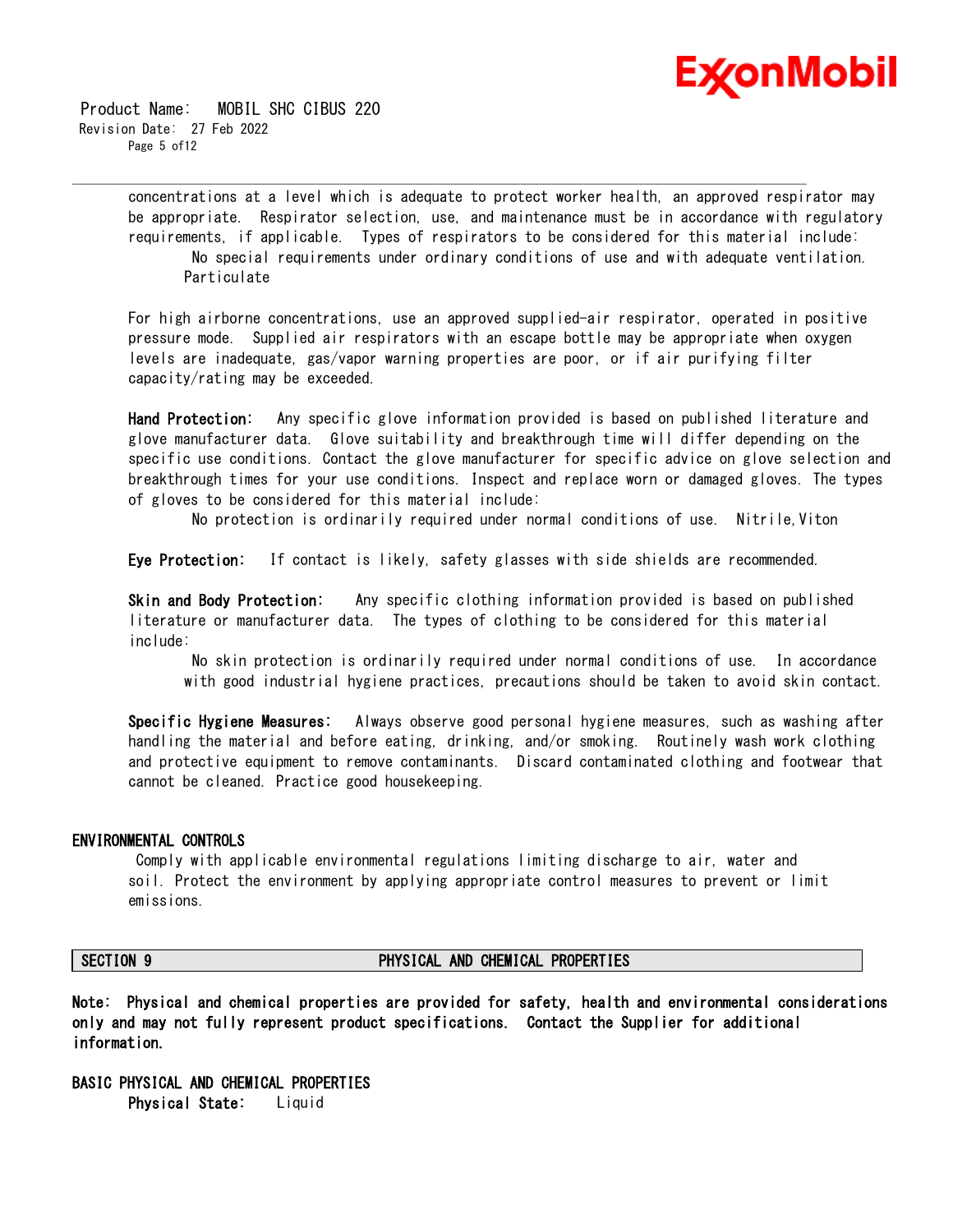concentrations at a level which is adequate to protect worker health, an approved respirator may be appropriate. Respirator selection, use, and maintenance must be in accordance with regulatory requirements, if applicable. Types of respirators to be considered for this material include:

No special requirements under ordinary conditions of use and with adequate ventilation.
Particulate

For high airborne concentrations, use an approved supplied-air respirator, operated in positive pressure mode. Supplied air respirators with an escape bottle may be appropriate when oxygen levels are inadequate, gas/vapor warning properties are poor, or if air purifying filter capacity/rating may be exceeded.

**Hand Protection:** Any specific glove information provided is based on published literature and glove manufacturer data. Glove suitability and breakthrough time will differ depending on the specific use conditions. Contact the glove manufacturer for specific advice on glove selection and breakthrough times for your use conditions. Inspect and replace worn or damaged gloves. The types of gloves to be considered for this material include:

No protection is ordinarily required under normal conditions of use. Nitrile,Viton

**Eye Protection:** If contact is likely, safety glasses with side shields are recommended.

**Skin and Body Protection:** Any specific clothing information provided is based on published literature or manufacturer data. The types of clothing to be considered for this material include:

No skin protection is ordinarily required under normal conditions of use. In accordance with good industrial hygiene practices, precautions should be taken to avoid skin contact.

**Specific Hygiene Measures:** Always observe good personal hygiene measures, such as washing after handling the material and before eating, drinking, and/or smoking. Routinely wash work clothing and protective equipment to remove contaminants. Discard contaminated clothing and footwear that cannot be cleaned. Practice good housekeeping.

### ENVIRONMENTAL CONTROLS

Comply with applicable environmental regulations limiting discharge to air, water and soil. Protect the environment by applying appropriate control measures to prevent or limit emissions.

## SECTION 9 PHYSICAL AND CHEMICAL PROPERTIES

**Note: Physical and chemical properties are provided for safety, health and environmental considerations only and may not fully represent product specifications. Contact the Supplier for additional information.**

### BASIC PHYSICAL AND CHEMICAL PROPERTIES

**Physical State:** Liquid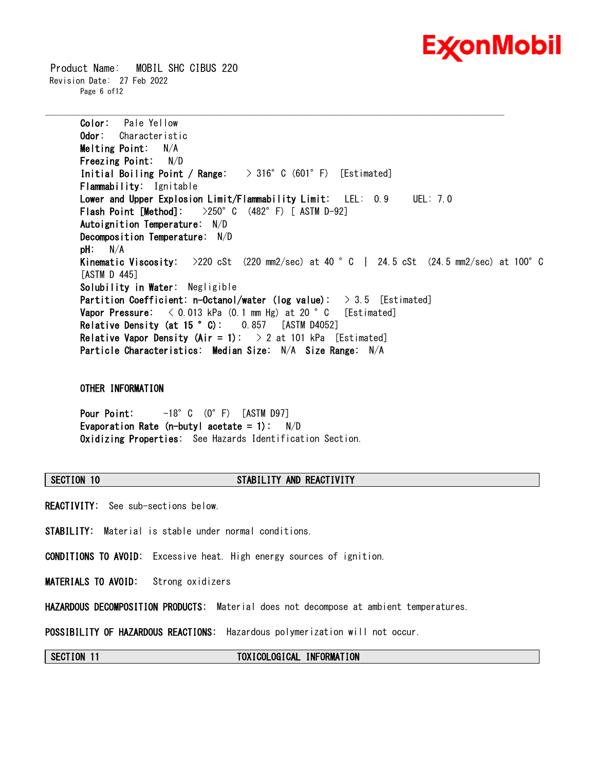**Color:** Pale Yellow
**Odor:** Characteristic
**Melting Point:** N/A
**Freezing Point:** N/D
**Initial Boiling Point / Range:** > 316° C (601° F) [Estimated]
**Flammability:** Ignitable
**Lower and Upper Explosion Limit/Flammability Limit:** LEL: 0.9 UEL: 7.0
**Flash Point [Method]:** >250° C (482° F) [ ASTM D-92]
**Autoignition Temperature:** N/D
**Decomposition Temperature:** N/D
**pH:** N/A
**Kinematic Viscosity:** >220 cSt (220 mm2/sec) at 40 ° C | 24.5 cSt (24.5 mm2/sec) at 100° C [ASTM D 445]
**Solubility in Water:** Negligible
**Partition Coefficient: n-Octanol/water (log value):** > 3.5 [Estimated]
**Vapor Pressure:** < 0.013 kPa (0.1 mm Hg) at 20 ° C [Estimated]
**Relative Density (at 15 ° C):** 0.857 [ASTM D4052]
**Relative Vapor Density (Air = 1):** > 2 at 101 kPa [Estimated]
**Particle Characteristics: Median Size:** N/A **Size Range:** N/A

**OTHER INFORMATION**

**Pour Point:** -18° C (0° F) [ASTM D97]
**Evaporation Rate (n-butyl acetate = 1):** N/D
**Oxidizing Properties:** See Hazards Identification Section.

## SECTION 10 STABILITY AND REACTIVITY

**REACTIVITY:** See sub-sections below.

**STABILITY:** Material is stable under normal conditions.

**CONDITIONS TO AVOID:** Excessive heat. High energy sources of ignition.

**MATERIALS TO AVOID:** Strong oxidizers

**HAZARDOUS DECOMPOSITION PRODUCTS:** Material does not decompose at ambient temperatures.

**POSSIBILITY OF HAZARDOUS REACTIONS:** Hazardous polymerization will not occur.

## SECTION 11 TOXICOLOGICAL INFORMATION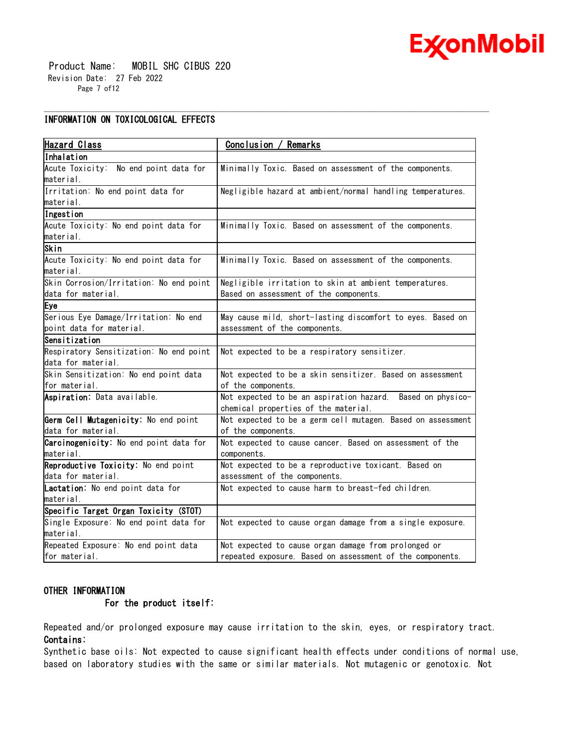## INFORMATION ON TOXICOLOGICAL EFFECTS

| Hazard Class | Conclusion / Remarks |
|---|---|
| **Inhalation** | |
| Acute Toxicity: No end point data for material. | Minimally Toxic. Based on assessment of the components. |
| Irritation: No end point data for material. | Negligible hazard at ambient/normal handling temperatures. |
| **Ingestion** | |
| Acute Toxicity: No end point data for material. | Minimally Toxic. Based on assessment of the components. |
| **Skin** | |
| Acute Toxicity: No end point data for material. | Minimally Toxic. Based on assessment of the components. |
| Skin Corrosion/Irritation: No end point data for material. | Negligible irritation to skin at ambient temperatures. Based on assessment of the components. |
| **Eye** | |
| Serious Eye Damage/Irritation: No end point data for material. | May cause mild, short-lasting discomfort to eyes. Based on assessment of the components. |
| **Sensitization** | |
| Respiratory Sensitization: No end point data for material. | Not expected to be a respiratory sensitizer. |
| Skin Sensitization: No end point data for material. | Not expected to be a skin sensitizer. Based on assessment of the components. |
| **Aspiration:** Data available. | Not expected to be an aspiration hazard. Based on physico-chemical properties of the material. |
| **Germ Cell Mutagenicity:** No end point data for material. | Not expected to be a germ cell mutagen. Based on assessment of the components. |
| **Carcinogenicity:** No end point data for material. | Not expected to cause cancer. Based on assessment of the components. |
| **Reproductive Toxicity:** No end point data for material. | Not expected to be a reproductive toxicant. Based on assessment of the components. |
| **Lactation:** No end point data for material. | Not expected to cause harm to breast-fed children. |
| **Specific Target Organ Toxicity (STOT)** | |
| Single Exposure: No end point data for material. | Not expected to cause organ damage from a single exposure. |
| Repeated Exposure: No end point data for material. | Not expected to cause organ damage from prolonged or repeated exposure. Based on assessment of the components. |

## OTHER INFORMATION

**For the product itself:**

Repeated and/or prolonged exposure may cause irritation to the skin, eyes, or respiratory tract.

**Contains:**

Synthetic base oils: Not expected to cause significant health effects under conditions of normal use, based on laboratory studies with the same or similar materials. Not mutagenic or genotoxic. Not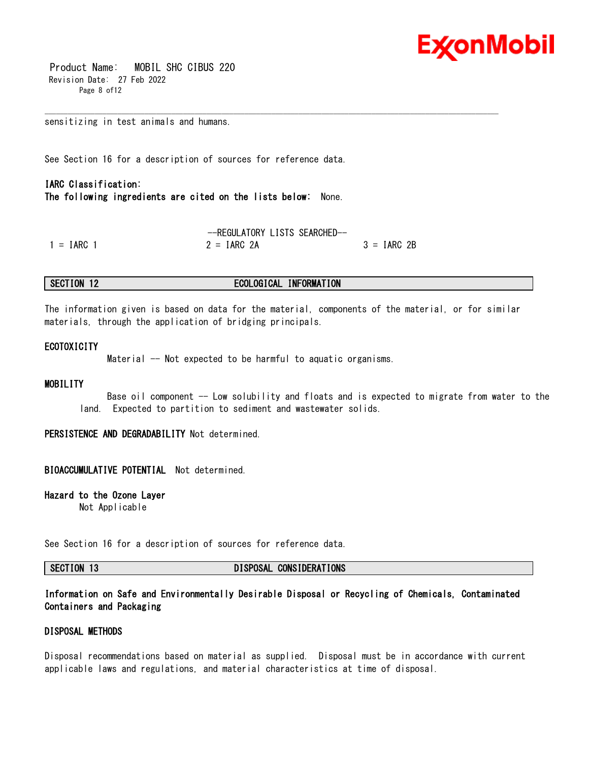sensitizing in test animals and humans.

See Section 16 for a description of sources for reference data.

**IARC Classification:**
**The following ingredients are cited on the lists below:** None.

--REGULATORY LISTS SEARCHED--

| 1 = IARC 1 | 2 = IARC 2A | 3 = IARC 2B |
|---|---|---|

## SECTION 12 ECOLOGICAL INFORMATION

The information given is based on data for the material, components of the material, or for similar materials, through the application of bridging principals.

**ECOTOXICITY**

Material -- Not expected to be harmful to aquatic organisms.

**MOBILITY**

Base oil component -- Low solubility and floats and is expected to migrate from water to the land. Expected to partition to sediment and wastewater solids.

**PERSISTENCE AND DEGRADABILITY** Not determined.

**BIOACCUMULATIVE POTENTIAL** Not determined.

**Hazard to the Ozone Layer**
Not Applicable

See Section 16 for a description of sources for reference data.

## SECTION 13 DISPOSAL CONSIDERATIONS

**Information on Safe and Environmentally Desirable Disposal or Recycling of Chemicals, Contaminated Containers and Packaging**

**DISPOSAL METHODS**

Disposal recommendations based on material as supplied. Disposal must be in accordance with current applicable laws and regulations, and material characteristics at time of disposal.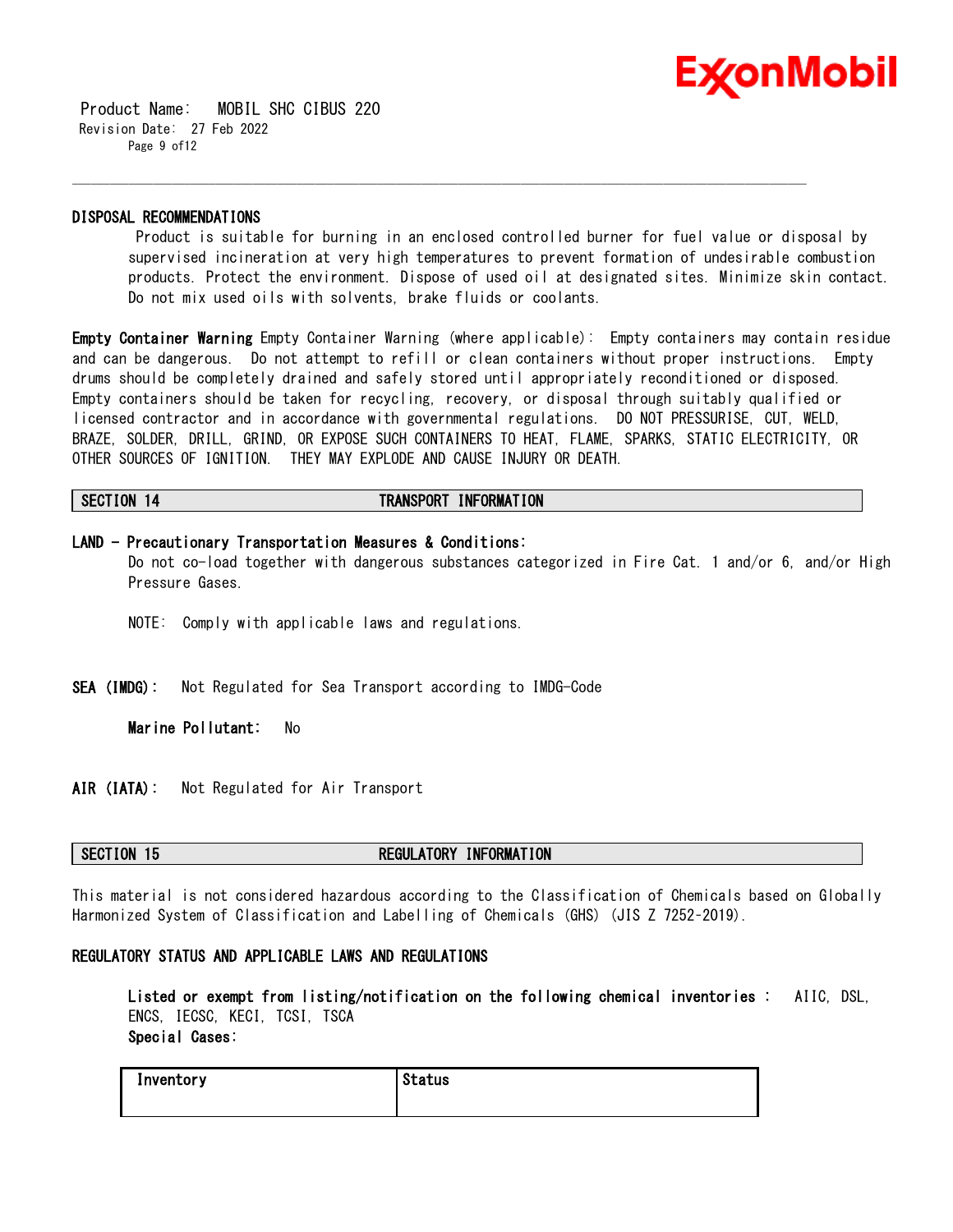### DISPOSAL RECOMMENDATIONS

Product is suitable for burning in an enclosed controlled burner for fuel value or disposal by supervised incineration at very high temperatures to prevent formation of undesirable combustion products. Protect the environment. Dispose of used oil at designated sites. Minimize skin contact. Do not mix used oils with solvents, brake fluids or coolants.

**Empty Container Warning** Empty Container Warning (where applicable): Empty containers may contain residue and can be dangerous. Do not attempt to refill or clean containers without proper instructions. Empty drums should be completely drained and safely stored until appropriately reconditioned or disposed. Empty containers should be taken for recycling, recovery, or disposal through suitably qualified or licensed contractor and in accordance with governmental regulations. DO NOT PRESSURISE, CUT, WELD, BRAZE, SOLDER, DRILL, GRIND, OR EXPOSE SUCH CONTAINERS TO HEAT, FLAME, SPARKS, STATIC ELECTRICITY, OR OTHER SOURCES OF IGNITION. THEY MAY EXPLODE AND CAUSE INJURY OR DEATH.

## SECTION 14 TRANSPORT INFORMATION

**LAND - Precautionary Transportation Measures & Conditions:**

Do not co-load together with dangerous substances categorized in Fire Cat. 1 and/or 6, and/or High Pressure Gases.

NOTE: Comply with applicable laws and regulations.

**SEA (IMDG):** Not Regulated for Sea Transport according to IMDG-Code

**Marine Pollutant:** No

**AIR (IATA):** Not Regulated for Air Transport

## SECTION 15 REGULATORY INFORMATION

This material is not considered hazardous according to the Classification of Chemicals based on Globally Harmonized System of Classification and Labelling of Chemicals (GHS) (JIS Z 7252-2019).

### REGULATORY STATUS AND APPLICABLE LAWS AND REGULATIONS

**Listed or exempt from listing/notification on the following chemical inventories :** AIIC, DSL, ENCS, IECSC, KECI, TCSI, TSCA

**Special Cases:**

| Inventory | Status |
| --- | --- |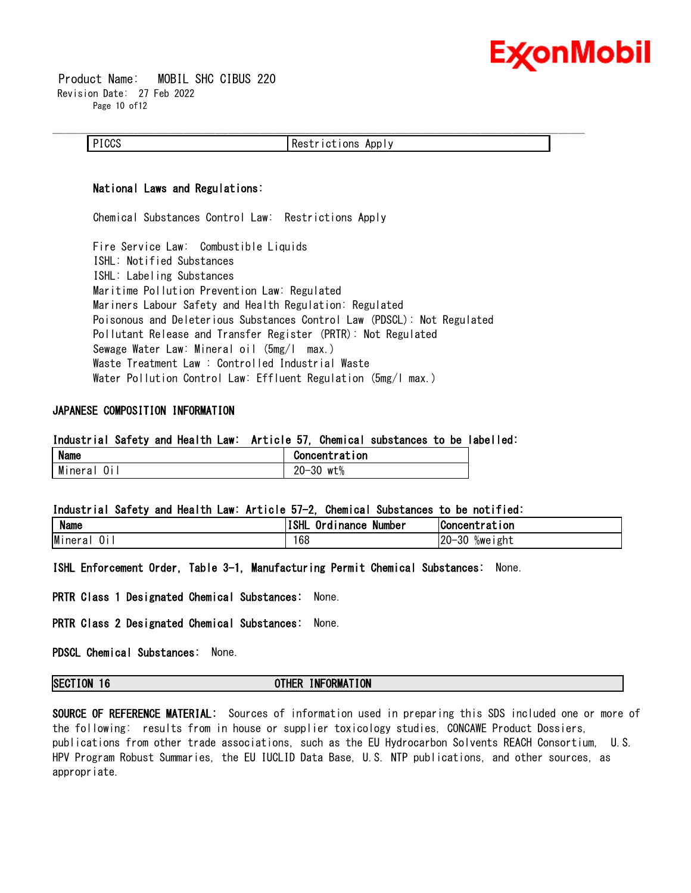| PICCS | Restrictions Apply |
|---|---|

**National Laws and Regulations:**

Chemical Substances Control Law: Restrictions Apply

Fire Service Law: Combustible Liquids
ISHL: Notified Substances
ISHL: Labeling Substances
Maritime Pollution Prevention Law: Regulated
Mariners Labour Safety and Health Regulation: Regulated
Poisonous and Deleterious Substances Control Law (PDSCL): Not Regulated
Pollutant Release and Transfer Register (PRTR): Not Regulated
Sewage Water Law: Mineral oil (5mg/l max.)
Waste Treatment Law : Controlled Industrial Waste
Water Pollution Control Law: Effluent Regulation (5mg/l max.)

**JAPANESE COMPOSITION INFORMATION**

**Industrial Safety and Health Law: Article 57, Chemical substances to be labelled:**

| Name | Concentration |
|---|---|
| Mineral Oil | 20-30 wt% |

**Industrial Safety and Health Law: Article 57-2, Chemical Substances to be notified:**

| Name | ISHL Ordinance Number | Concentration |
|---|---|---|
| Mineral Oil | 168 | 20-30 %weight |

**ISHL Enforcement Order, Table 3-1, Manufacturing Permit Chemical Substances:** None.

**PRTR Class 1 Designated Chemical Substances:** None.

**PRTR Class 2 Designated Chemical Substances:** None.

**PDSCL Chemical Substances:** None.

## SECTION 16 OTHER INFORMATION

**SOURCE OF REFERENCE MATERIAL:** Sources of information used in preparing this SDS included one or more of the following: results from in house or supplier toxicology studies, CONCAWE Product Dossiers, publications from other trade associations, such as the EU Hydrocarbon Solvents REACH Consortium, U.S. HPV Program Robust Summaries, the EU IUCLID Data Base, U.S. NTP publications, and other sources, as appropriate.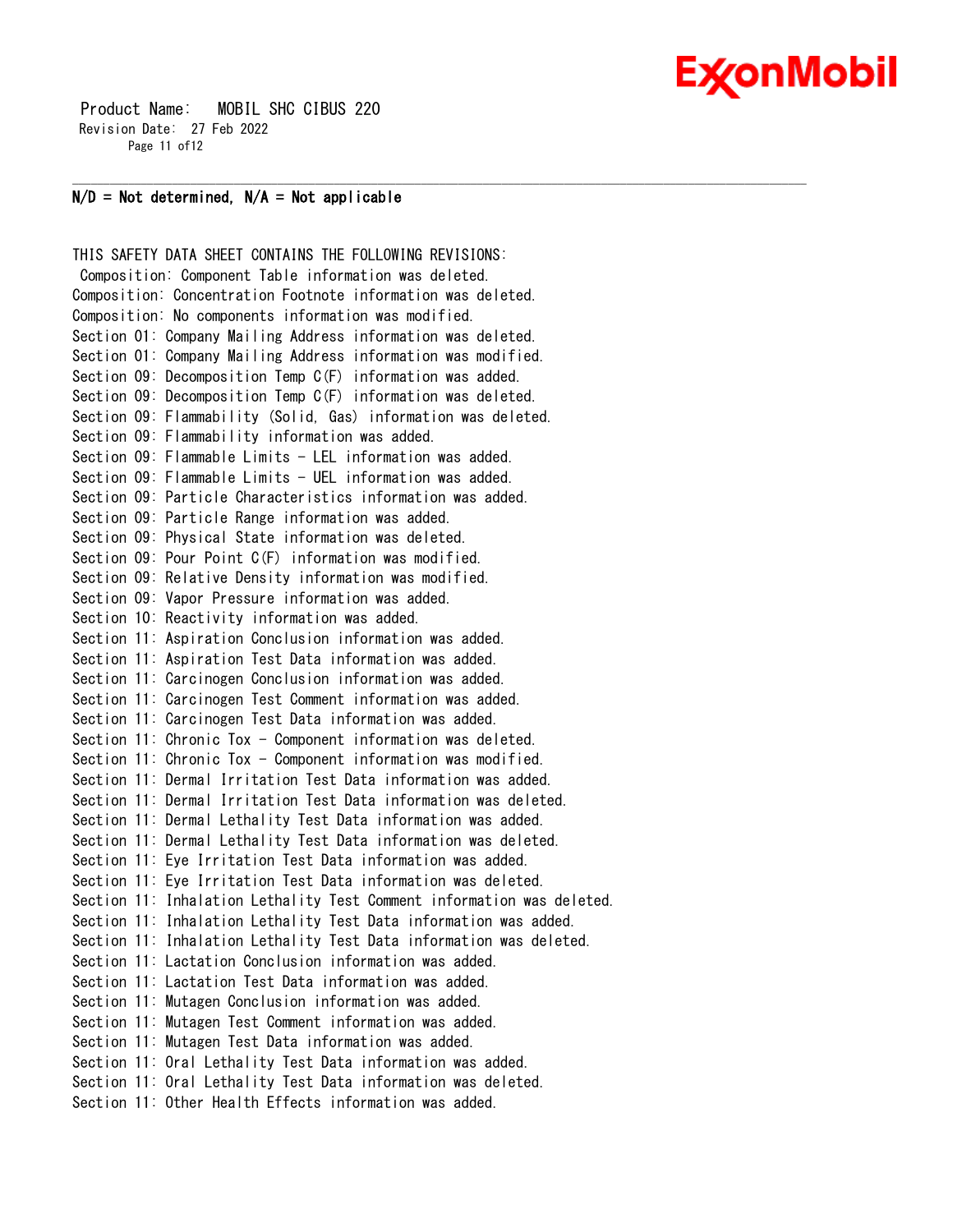**N/D = Not determined, N/A = Not applicable**

THIS SAFETY DATA SHEET CONTAINS THE FOLLOWING REVISIONS:

Composition: Component Table information was deleted.
Composition: Concentration Footnote information was deleted.
Composition: No components information was modified.
Section 01: Company Mailing Address information was deleted.
Section 01: Company Mailing Address information was modified.
Section 09: Decomposition Temp C(F) information was added.
Section 09: Decomposition Temp C(F) information was deleted.
Section 09: Flammability (Solid, Gas) information was deleted.
Section 09: Flammability information was added.
Section 09: Flammable Limits - LEL information was added.
Section 09: Flammable Limits - UEL information was added.
Section 09: Particle Characteristics information was added.
Section 09: Particle Range information was added.
Section 09: Physical State information was deleted.
Section 09: Pour Point C(F) information was modified.
Section 09: Relative Density information was modified.
Section 09: Vapor Pressure information was added.
Section 10: Reactivity information was added.
Section 11: Aspiration Conclusion information was added.
Section 11: Aspiration Test Data information was added.
Section 11: Carcinogen Conclusion information was added.
Section 11: Carcinogen Test Comment information was added.
Section 11: Carcinogen Test Data information was added.
Section 11: Chronic Tox - Component information was deleted.
Section 11: Chronic Tox - Component information was modified.
Section 11: Dermal Irritation Test Data information was added.
Section 11: Dermal Irritation Test Data information was deleted.
Section 11: Dermal Lethality Test Data information was added.
Section 11: Dermal Lethality Test Data information was deleted.
Section 11: Eye Irritation Test Data information was added.
Section 11: Eye Irritation Test Data information was deleted.
Section 11: Inhalation Lethality Test Comment information was deleted.
Section 11: Inhalation Lethality Test Data information was added.
Section 11: Inhalation Lethality Test Data information was deleted.
Section 11: Lactation Conclusion information was added.
Section 11: Lactation Test Data information was added.
Section 11: Mutagen Conclusion information was added.
Section 11: Mutagen Test Comment information was added.
Section 11: Mutagen Test Data information was added.
Section 11: Oral Lethality Test Data information was added.
Section 11: Oral Lethality Test Data information was deleted.
Section 11: Other Health Effects information was added.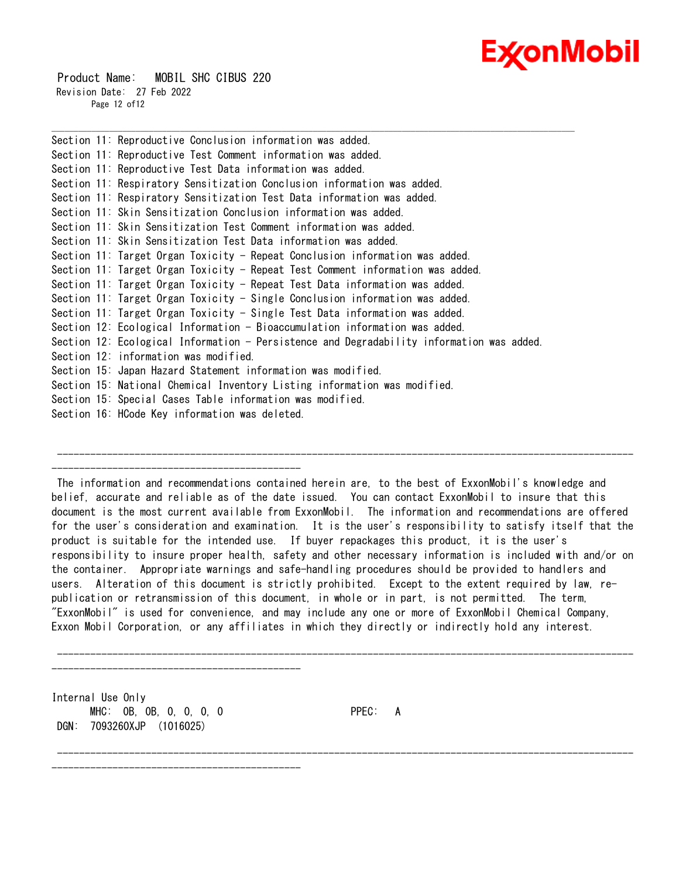Section 11: Reproductive Conclusion information was added.
Section 11: Reproductive Test Comment information was added.
Section 11: Reproductive Test Data information was added.
Section 11: Respiratory Sensitization Conclusion information was added.
Section 11: Respiratory Sensitization Test Data information was added.
Section 11: Skin Sensitization Conclusion information was added.
Section 11: Skin Sensitization Test Comment information was added.
Section 11: Skin Sensitization Test Data information was added.
Section 11: Target Organ Toxicity - Repeat Conclusion information was added.
Section 11: Target Organ Toxicity - Repeat Test Comment information was added.
Section 11: Target Organ Toxicity - Repeat Test Data information was added.
Section 11: Target Organ Toxicity - Single Conclusion information was added.
Section 11: Target Organ Toxicity - Single Test Data information was added.
Section 12: Ecological Information - Bioaccumulation information was added.
Section 12: Ecological Information - Persistence and Degradability information was added.
Section 12: information was modified.
Section 15: Japan Hazard Statement information was modified.
Section 15: National Chemical Inventory Listing information was modified.
Section 15: Special Cases Table information was modified.
Section 16: HCode Key information was deleted.

---

The information and recommendations contained herein are, to the best of ExxonMobil's knowledge and belief, accurate and reliable as of the date issued. You can contact ExxonMobil to insure that this document is the most current available from ExxonMobil. The information and recommendations are offered for the user's consideration and examination. It is the user's responsibility to satisfy itself that the product is suitable for the intended use. If buyer repackages this product, it is the user's responsibility to insure proper health, safety and other necessary information is included with and/or on the container. Appropriate warnings and safe-handling procedures should be provided to handlers and users. Alteration of this document is strictly prohibited. Except to the extent required by law, re-publication or retransmission of this document, in whole or in part, is not permitted. The term, "ExxonMobil" is used for convenience, and may include any one or more of ExxonMobil Chemical Company, Exxon Mobil Corporation, or any affiliates in which they directly or indirectly hold any interest.

---

Internal Use Only
MHC: 0B, 0B, 0, 0, 0, 0 PPEC: A
DGN: 7093260XJP (1016025)

---